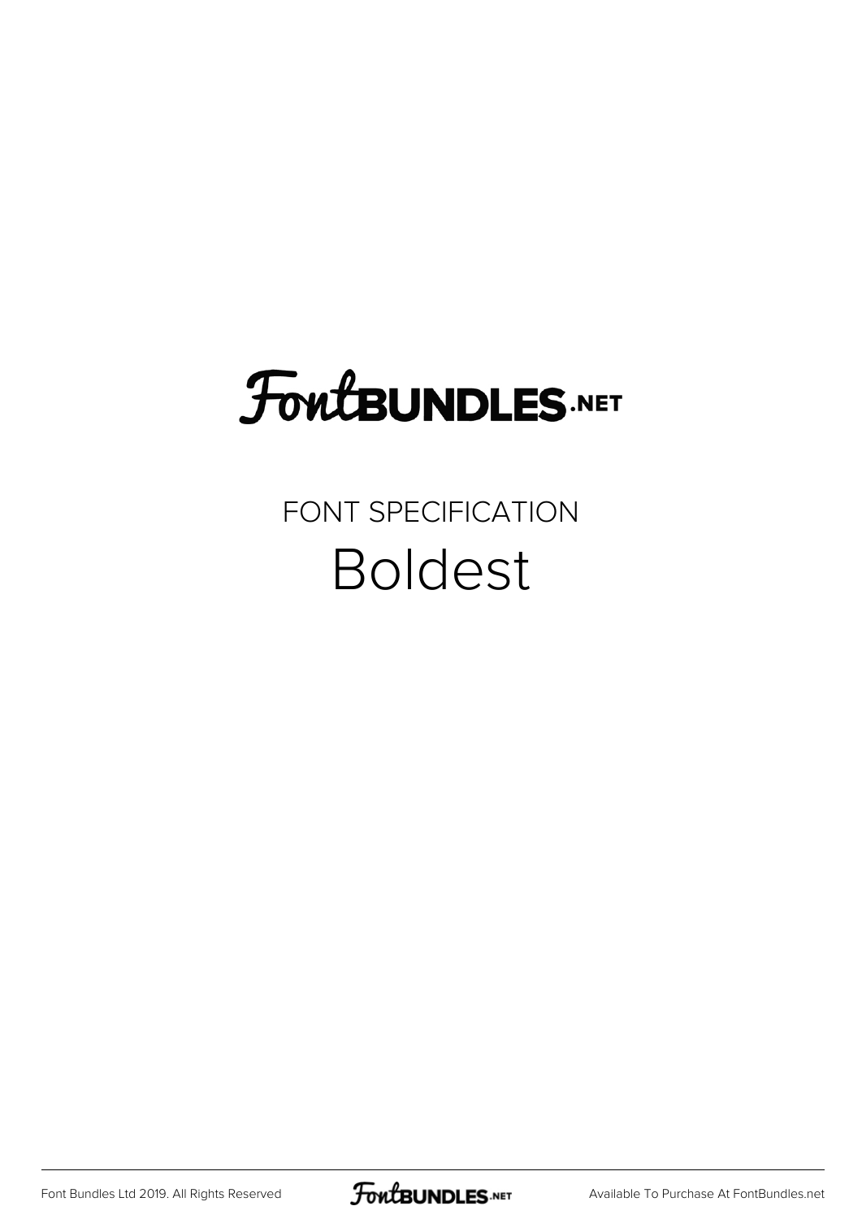FontBUNDLES.NET

FONT SPECIFICATION

# Boldest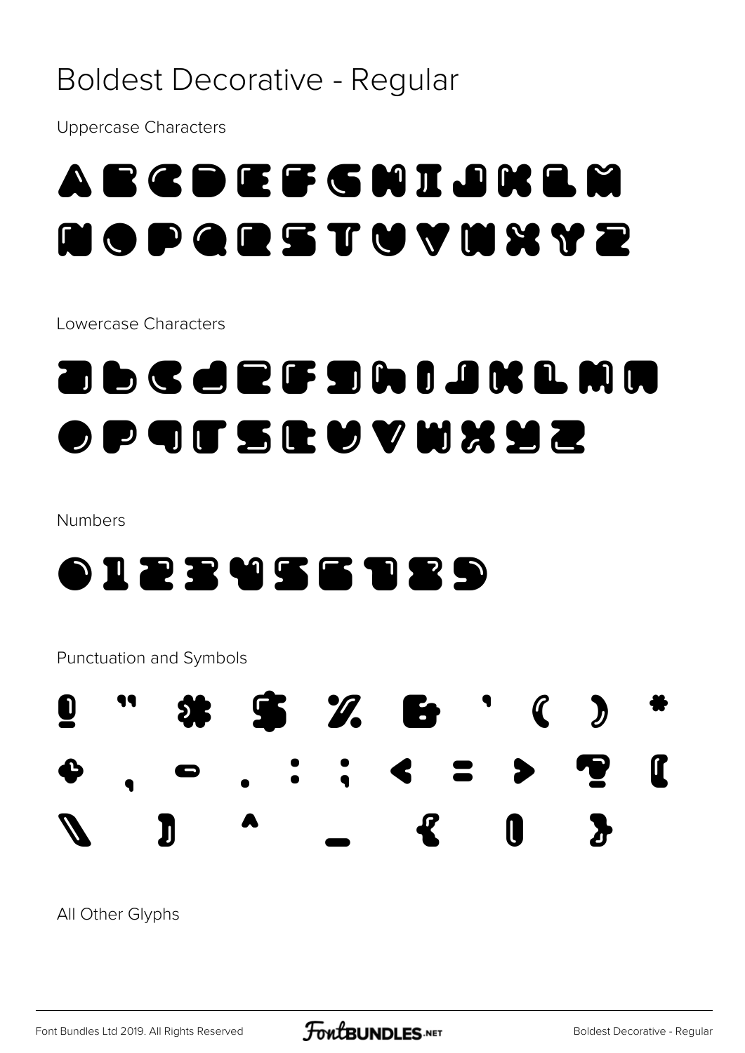# Boldest Decorative - Regular

Uppercase Characters

A B C D E F G H I J K L M
N O P Q R S T U V W X Y Z

Lowercase Characters

a b c d e f g h i j k l m n
o p q r s t u v w x y z

Numbers

0 1 2 3 4 5 6 7 8 9

Punctuation and Symbols

! " # $ % & ' ( ) *
+ , - . : ; < = > ? [
\ ] ^ _ { | }

All Other Glyphs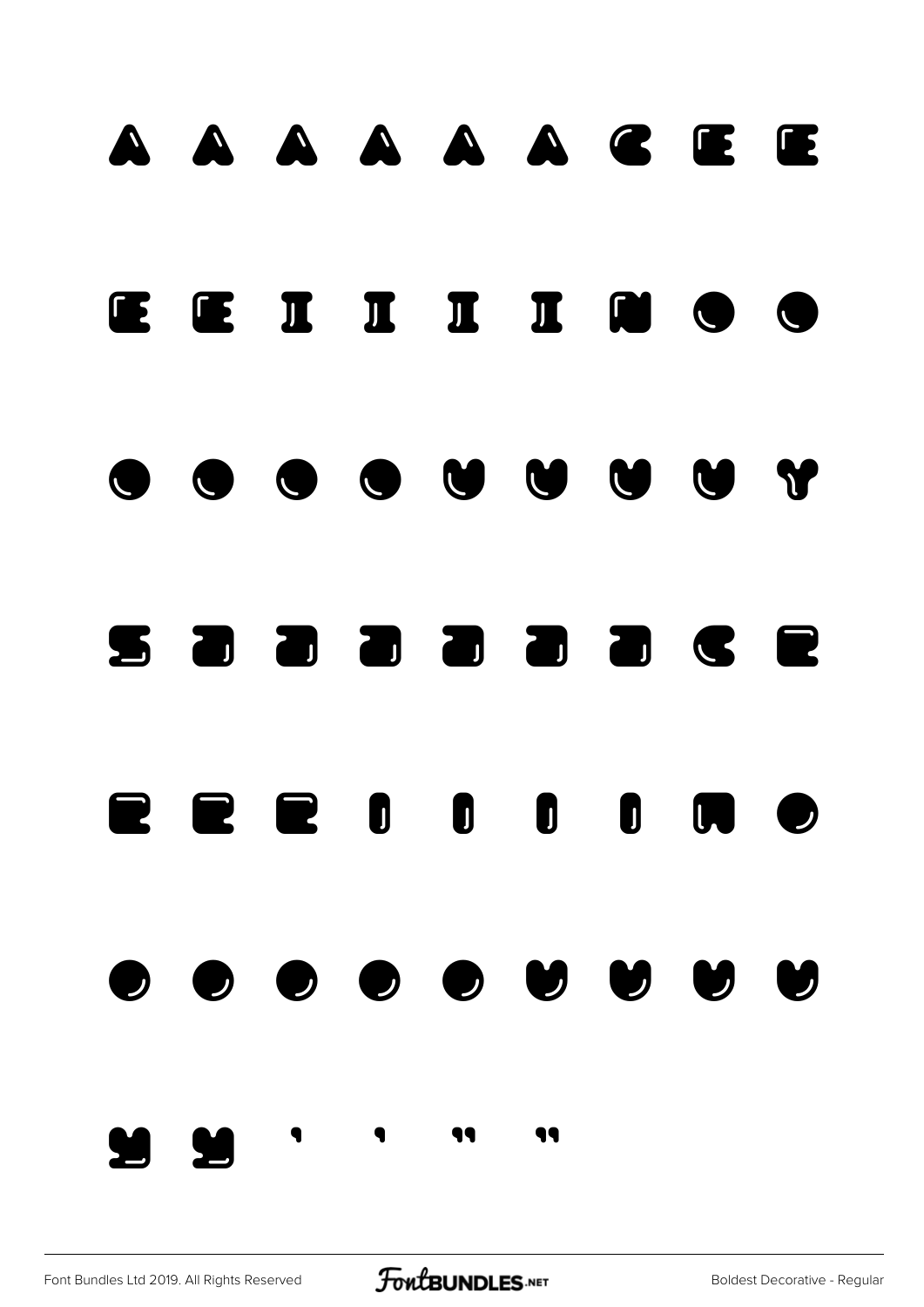À Á Â Ã Ä Å Ç È É

Ê Ë Ì Í Î Ï Ñ Ò Ó

Ô Õ Ö Ø Ù Ú Û Ü Ý

ß à á â ã ä å ç è

é ê ë ì í î ï ñ ò

ó ô õ ö ø ù ú û ü

ý ÿ ‘ ’ “ ”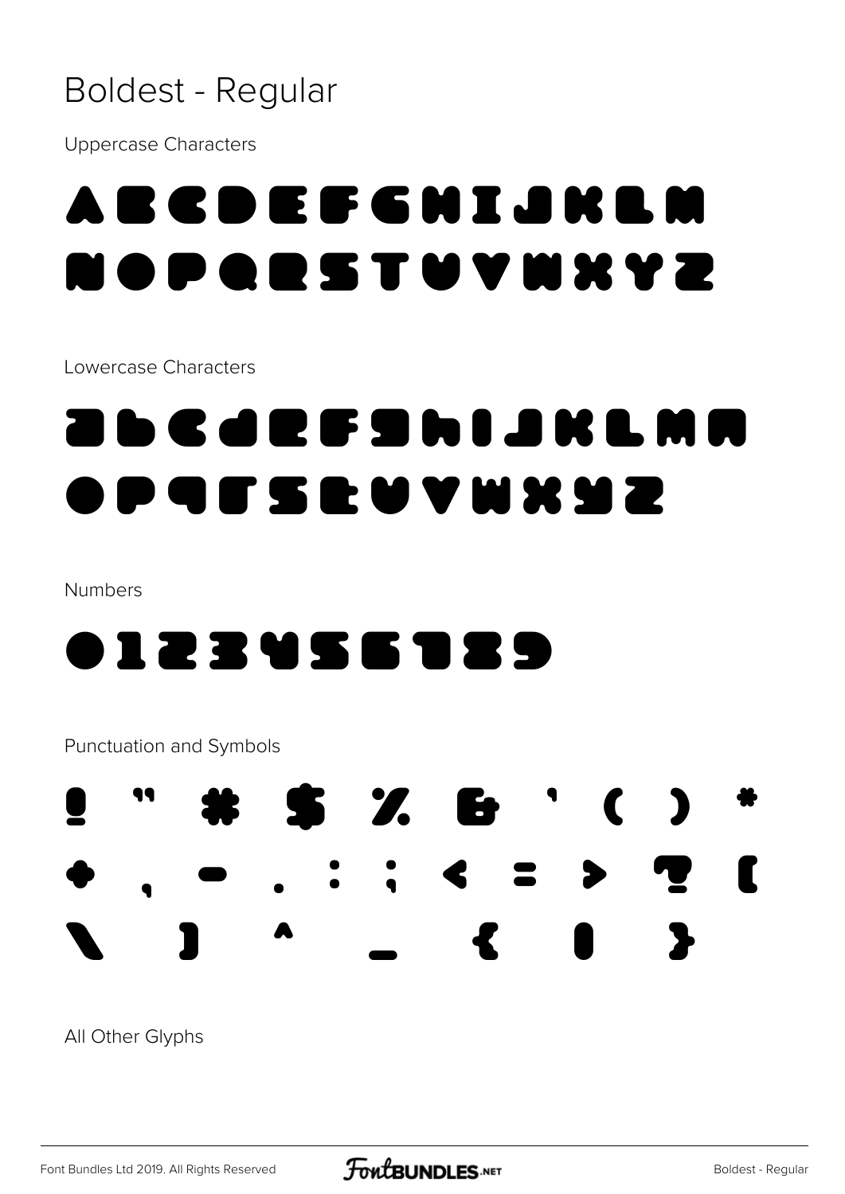# Boldest - Regular

Uppercase Characters

A B C D E F G H I J K L M
N O P Q R S T U V W X Y Z

Lowercase Characters

a b c d e f g h i j k l m n
o p q r s t u v w x y z

Numbers

0 1 2 3 4 5 6 7 8 9

Punctuation and Symbols

! " # $ % & ' ( ) *
+ , - . : ; < = > ? [
\ ] ^ _ { | }

All Other Glyphs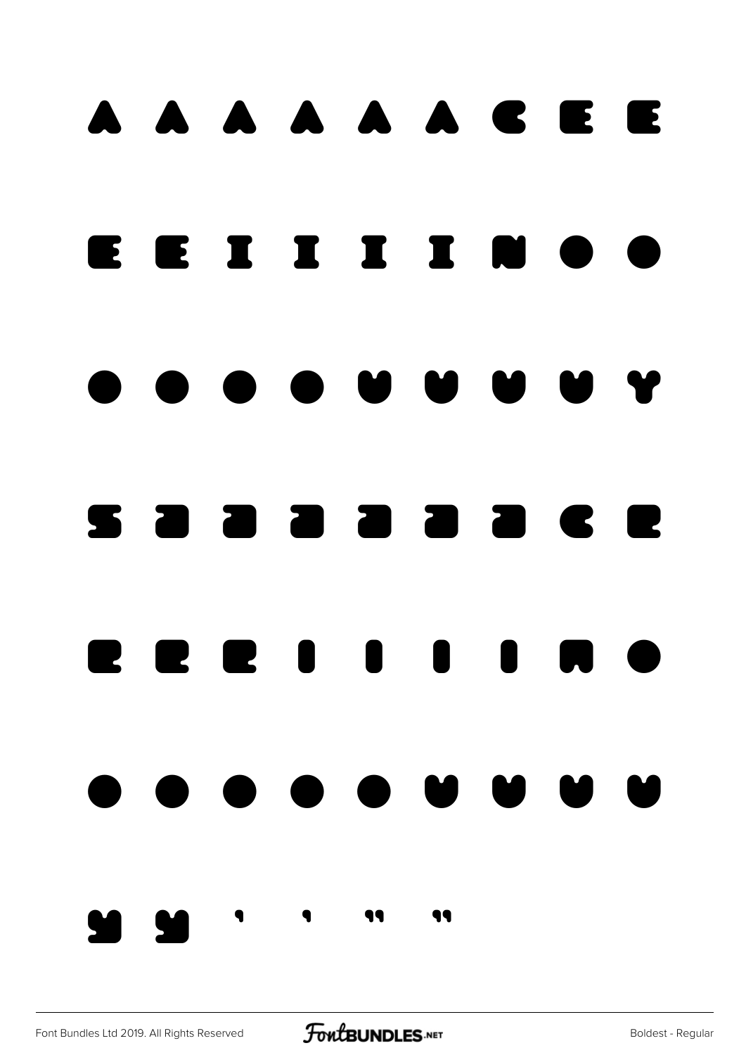À Á Â Ã Ä Å Ç È É

Ê Ë Ì Í Î Ï Ñ Ò Ó

Ô Õ Ö Ø Ù Ú Û Ü Ý

ß à á â ã ä å ç è

é ê ë ì í î ï ñ ò

ó ô õ ö ø ù ú û ü

ý ÿ ‘ ’ “ ”